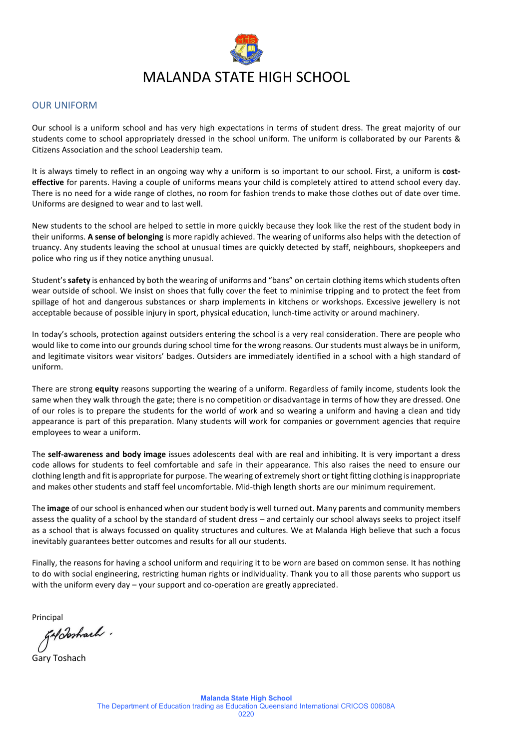# MALANDA STATE HIGH SCHOOL

## OUR UNIFORM

Our school is a uniform school and has very high expectations in terms of student dress. The great majority of our students come to school appropriately dressed in the school uniform. The uniform is collaborated by our Parents & Citizens Association and the school Leadership team.

It is always timely to reflect in an ongoing way why a uniform is so important to our school. First, a uniform is **cost-effective** for parents. Having a couple of uniforms means your child is completely attired to attend school every day. There is no need for a wide range of clothes, no room for fashion trends to make those clothes out of date over time. Uniforms are designed to wear and to last well.

New students to the school are helped to settle in more quickly because they look like the rest of the student body in their uniforms. **A sense of belonging** is more rapidly achieved. The wearing of uniforms also helps with the detection of truancy. Any students leaving the school at unusual times are quickly detected by staff, neighbours, shopkeepers and police who ring us if they notice anything unusual.

Student's **safety** is enhanced by both the wearing of uniforms and "bans" on certain clothing items which students often wear outside of school. We insist on shoes that fully cover the feet to minimise tripping and to protect the feet from spillage of hot and dangerous substances or sharp implements in kitchens or workshops. Excessive jewellery is not acceptable because of possible injury in sport, physical education, lunch-time activity or around machinery.

In today's schools, protection against outsiders entering the school is a very real consideration. There are people who would like to come into our grounds during school time for the wrong reasons. Our students must always be in uniform, and legitimate visitors wear visitors' badges. Outsiders are immediately identified in a school with a high standard of uniform.

There are strong **equity** reasons supporting the wearing of a uniform. Regardless of family income, students look the same when they walk through the gate; there is no competition or disadvantage in terms of how they are dressed. One of our roles is to prepare the students for the world of work and so wearing a uniform and having a clean and tidy appearance is part of this preparation. Many students will work for companies or government agencies that require employees to wear a uniform.

The **self-awareness and body image** issues adolescents deal with are real and inhibiting. It is very important a dress code allows for students to feel comfortable and safe in their appearance. This also raises the need to ensure our clothing length and fit is appropriate for purpose. The wearing of extremely short or tight fitting clothing is inappropriate and makes other students and staff feel uncomfortable. Mid-thigh length shorts are our minimum requirement.

The **image** of our school is enhanced when our student body is well turned out. Many parents and community members assess the quality of a school by the standard of student dress – and certainly our school always seeks to project itself as a school that is always focussed on quality structures and cultures. We at Malanda High believe that such a focus inevitably guarantees better outcomes and results for all our students.

Finally, the reasons for having a school uniform and requiring it to be worn are based on common sense. It has nothing to do with social engineering, restricting human rights or individuality. Thank you to all those parents who support us with the uniform every day – your support and co-operation are greatly appreciated.

Principal

Gary Toshach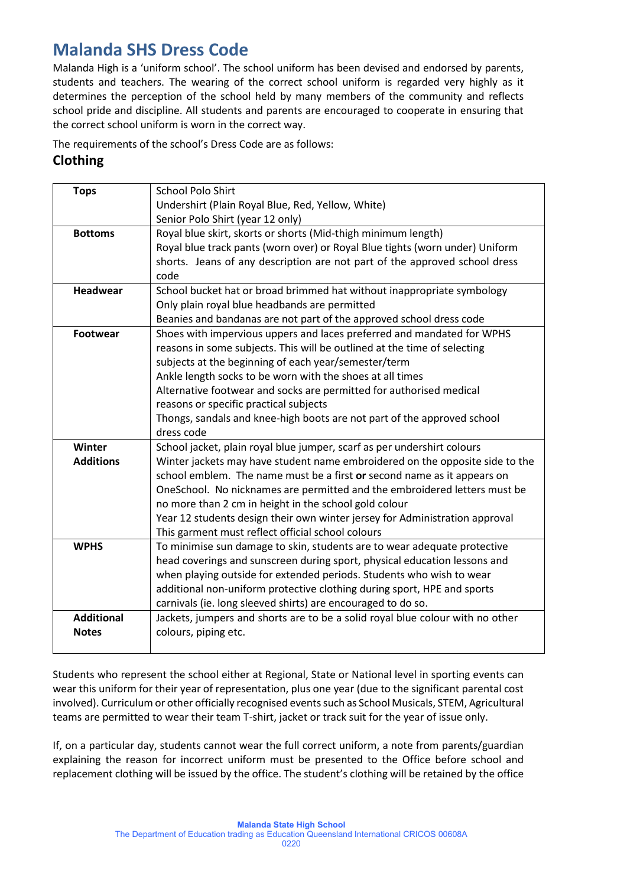# Malanda SHS Dress Code

Malanda High is a 'uniform school'. The school uniform has been devised and endorsed by parents, students and teachers. The wearing of the correct school uniform is regarded very highly as it determines the perception of the school held by many members of the community and reflects school pride and discipline. All students and parents are encouraged to cooperate in ensuring that the correct school uniform is worn in the correct way.

The requirements of the school's Dress Code are as follows:

## Clothing

| | |
|---|---|
| **Tops** | School Polo Shirt<br>Undershirt (Plain Royal Blue, Red, Yellow, White)<br>Senior Polo Shirt (year 12 only) |
| **Bottoms** | Royal blue skirt, skorts or shorts (Mid-thigh minimum length)<br>Royal blue track pants (worn over) or Royal Blue tights (worn under) Uniform shorts. Jeans of any description are not part of the approved school dress code |
| **Headwear** | School bucket hat or broad brimmed hat without inappropriate symbology<br>Only plain royal blue headbands are permitted<br>Beanies and bandanas are not part of the approved school dress code |
| **Footwear** | Shoes with impervious uppers and laces preferred and mandated for WPHS reasons in some subjects. This will be outlined at the time of selecting subjects at the beginning of each year/semester/term<br>Ankle length socks to be worn with the shoes at all times<br>Alternative footwear and socks are permitted for authorised medical reasons or specific practical subjects<br>Thongs, sandals and knee-high boots are not part of the approved school dress code |
| **Winter Additions** | School jacket, plain royal blue jumper, scarf as per undershirt colours<br>Winter jackets may have student name embroidered on the opposite side to the school emblem. The name must be a first **or** second name as it appears on OneSchool. No nicknames are permitted and the embroidered letters must be no more than 2 cm in height in the school gold colour<br>Year 12 students design their own winter jersey for Administration approval<br>This garment must reflect official school colours |
| **WPHS** | To minimise sun damage to skin, students are to wear adequate protective head coverings and sunscreen during sport, physical education lessons and when playing outside for extended periods. Students who wish to wear additional non-uniform protective clothing during sport, HPE and sports carnivals (ie. long sleeved shirts) are encouraged to do so. |
| **Additional Notes** | Jackets, jumpers and shorts are to be a solid royal blue colour with no other colours, piping etc. |

Students who represent the school either at Regional, State or National level in sporting events can wear this uniform for their year of representation, plus one year (due to the significant parental cost involved). Curriculum or other officially recognised events such as School Musicals, STEM, Agricultural teams are permitted to wear their team T-shirt, jacket or track suit for the year of issue only.

If, on a particular day, students cannot wear the full correct uniform, a note from parents/guardian explaining the reason for incorrect uniform must be presented to the Office before school and replacement clothing will be issued by the office. The student's clothing will be retained by the office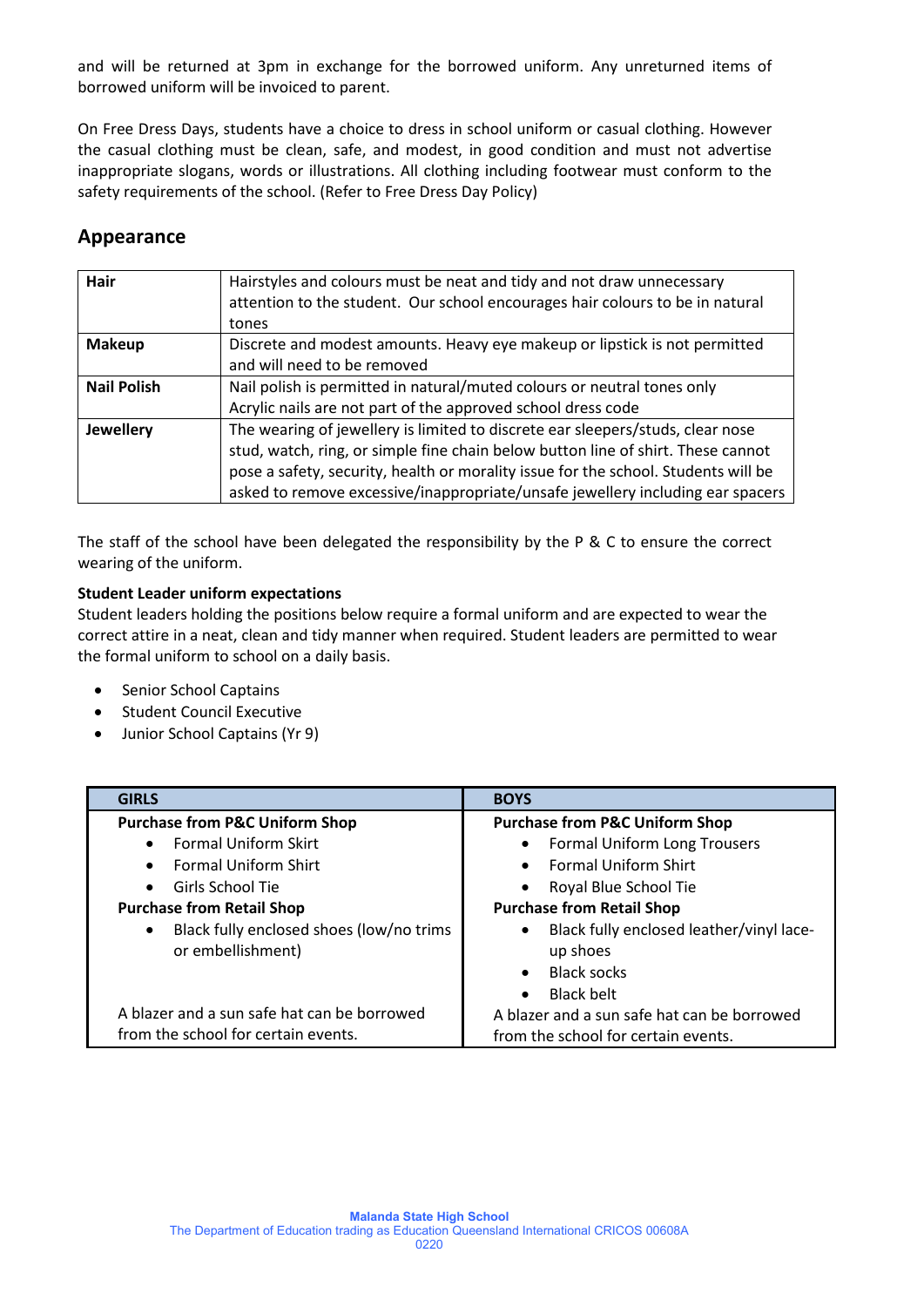and will be returned at 3pm in exchange for the borrowed uniform. Any unreturned items of borrowed uniform will be invoiced to parent.

On Free Dress Days, students have a choice to dress in school uniform or casual clothing. However the casual clothing must be clean, safe, and modest, in good condition and must not advertise inappropriate slogans, words or illustrations. All clothing including footwear must conform to the safety requirements of the school. (Refer to Free Dress Day Policy)

## Appearance

| | |
|---|---|
| **Hair** | Hairstyles and colours must be neat and tidy and not draw unnecessary attention to the student. Our school encourages hair colours to be in natural tones |
| **Makeup** | Discrete and modest amounts. Heavy eye makeup or lipstick is not permitted and will need to be removed |
| **Nail Polish** | Nail polish is permitted in natural/muted colours or neutral tones only<br>Acrylic nails are not part of the approved school dress code |
| **Jewellery** | The wearing of jewellery is limited to discrete ear sleepers/studs, clear nose stud, watch, ring, or simple fine chain below button line of shirt. These cannot pose a safety, security, health or morality issue for the school. Students will be asked to remove excessive/inappropriate/unsafe jewellery including ear spacers |

The staff of the school have been delegated the responsibility by the P & C to ensure the correct wearing of the uniform.

**Student Leader uniform expectations**

Student leaders holding the positions below require a formal uniform and are expected to wear the correct attire in a neat, clean and tidy manner when required. Student leaders are permitted to wear the formal uniform to school on a daily basis.

- Senior School Captains
- Student Council Executive
- Junior School Captains (Yr 9)

| GIRLS | BOYS |
|---|---|
| **Purchase from P&C Uniform Shop**<br>• Formal Uniform Skirt<br>• Formal Uniform Shirt<br>• Girls School Tie<br>**Purchase from Retail Shop**<br>• Black fully enclosed shoes (low/no trims or embellishment)<br><br>A blazer and a sun safe hat can be borrowed from the school for certain events. | **Purchase from P&C Uniform Shop**<br>• Formal Uniform Long Trousers<br>• Formal Uniform Shirt<br>• Royal Blue School Tie<br>**Purchase from Retail Shop**<br>• Black fully enclosed leather/vinyl lace-up shoes<br>• Black socks<br>• Black belt<br>A blazer and a sun safe hat can be borrowed from the school for certain events. |